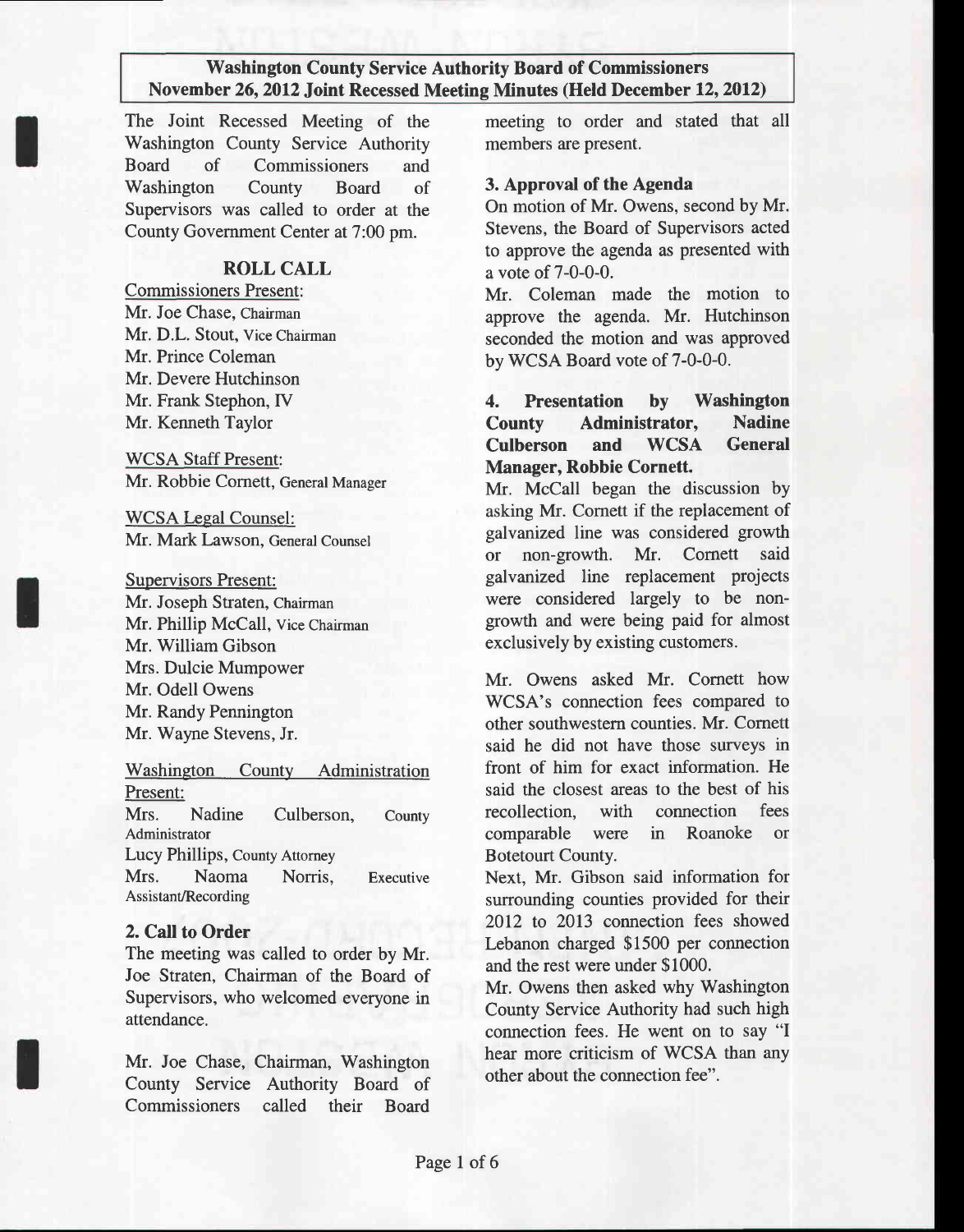**Washington County Service Authority Board of Commissioners**
**November 26, 2012 Joint Recessed Meeting Minutes (Held December 12, 2012)**

The Joint Recessed Meeting of the Washington County Service Authority Board of Commissioners and Washington County Board of Supervisors was called to order at the County Government Center at 7:00 pm.

## ROLL CALL

Commissioners Present:
Mr. Joe Chase, Chairman
Mr. D.L. Stout, Vice Chairman
Mr. Prince Coleman
Mr. Devere Hutchinson
Mr. Frank Stephon, IV
Mr. Kenneth Taylor

WCSA Staff Present:
Mr. Robbie Cornett, General Manager

WCSA Legal Counsel:
Mr. Mark Lawson, General Counsel

Supervisors Present:
Mr. Joseph Straten, Chairman
Mr. Phillip McCall, Vice Chairman
Mr. William Gibson
Mrs. Dulcie Mumpower
Mr. Odell Owens
Mr. Randy Pennington
Mr. Wayne Stevens, Jr.

Washington County Administration Present:
Mrs. Nadine Culberson, County Administrator
Lucy Phillips, County Attorney
Mrs. Naoma Norris, Executive Assistant/Recording

**2. Call to Order**

The meeting was called to order by Mr. Joe Straten, Chairman of the Board of Supervisors, who welcomed everyone in attendance.

Mr. Joe Chase, Chairman, Washington County Service Authority Board of Commissioners called their Board meeting to order and stated that all members are present.

**3. Approval of the Agenda**

On motion of Mr. Owens, second by Mr. Stevens, the Board of Supervisors acted to approve the agenda as presented with a vote of 7-0-0-0.

Mr. Coleman made the motion to approve the agenda. Mr. Hutchinson seconded the motion and was approved by WCSA Board vote of 7-0-0-0.

**4. Presentation by Washington County Administrator, Nadine Culberson and WCSA General Manager, Robbie Cornett.**

Mr. McCall began the discussion by asking Mr. Cornett if the replacement of galvanized line was considered growth or non-growth. Mr. Cornett said galvanized line replacement projects were considered largely to be non-growth and were being paid for almost exclusively by existing customers.

Mr. Owens asked Mr. Cornett how WCSA's connection fees compared to other southwestern counties. Mr. Cornett said he did not have those surveys in front of him for exact information. He said the closest areas to the best of his recollection, with connection fees comparable were in Roanoke or Botetourt County.

Next, Mr. Gibson said information for surrounding counties provided for their 2012 to 2013 connection fees showed Lebanon charged $1500 per connection and the rest were under $1000.

Mr. Owens then asked why Washington County Service Authority had such high connection fees. He went on to say "I hear more criticism of WCSA than any other about the connection fee".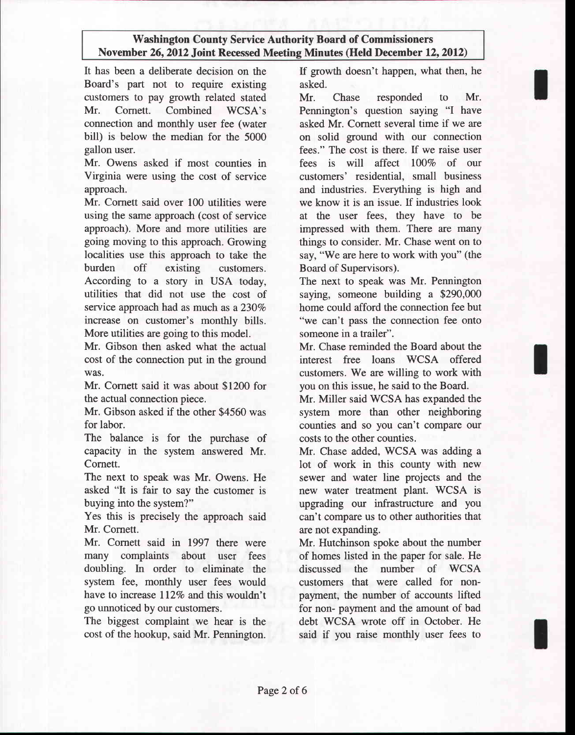It has been a deliberate decision on the Board's part not to require existing customers to pay growth related stated Mr. Cornett. Combined WCSA's connection and monthly user fee (water bill) is below the median for the 5000 gallon user.

Mr. Owens asked if most counties in Virginia were using the cost of service approach.

Mr. Cornett said over 100 utilities were using the same approach (cost of service approach). More and more utilities are going moving to this approach. Growing localities use this approach to take the burden off existing customers. According to a story in USA today, utilities that did not use the cost of service approach had as much as a 230% increase on customer's monthly bills. More utilities are going to this model.

Mr. Gibson then asked what the actual cost of the connection put in the ground was.

Mr. Cornett said it was about $1200 for the actual connection piece.

Mr. Gibson asked if the other $4560 was for labor.

The balance is for the purchase of capacity in the system answered Mr. Cornett.

The next to speak was Mr. Owens. He asked "It is fair to say the customer is buying into the system?"

Yes this is precisely the approach said Mr. Cornett.

Mr. Cornett said in 1997 there were many complaints about user fees doubling. In order to eliminate the system fee, monthly user fees would have to increase 112% and this wouldn't go unnoticed by our customers.

The biggest complaint we hear is the cost of the hookup, said Mr. Pennington. If growth doesn't happen, what then, he asked.

Mr. Chase responded to Mr. Pennington's question saying "I have asked Mr. Cornett several time if we are on solid ground with our connection fees." The cost is there. If we raise user fees is will affect 100% of our customers' residential, small business and industries. Everything is high and we know it is an issue. If industries look at the user fees, they have to be impressed with them. There are many things to consider. Mr. Chase went on to say, "We are here to work with you" (the Board of Supervisors).

The next to speak was Mr. Pennington saying, someone building a $290,000 home could afford the connection fee but "we can't pass the connection fee onto someone in a trailer".

Mr. Chase reminded the Board about the interest free loans WCSA offered customers. We are willing to work with you on this issue, he said to the Board.

Mr. Miller said WCSA has expanded the system more than other neighboring counties and so you can't compare our costs to the other counties.

Mr. Chase added, WCSA was adding a lot of work in this county with new sewer and water line projects and the new water treatment plant. WCSA is upgrading our infrastructure and you can't compare us to other authorities that are not expanding.

Mr. Hutchinson spoke about the number of homes listed in the paper for sale. He discussed the number of WCSA customers that were called for non-payment, the number of accounts lifted for non- payment and the amount of bad debt WCSA wrote off in October. He said if you raise monthly user fees to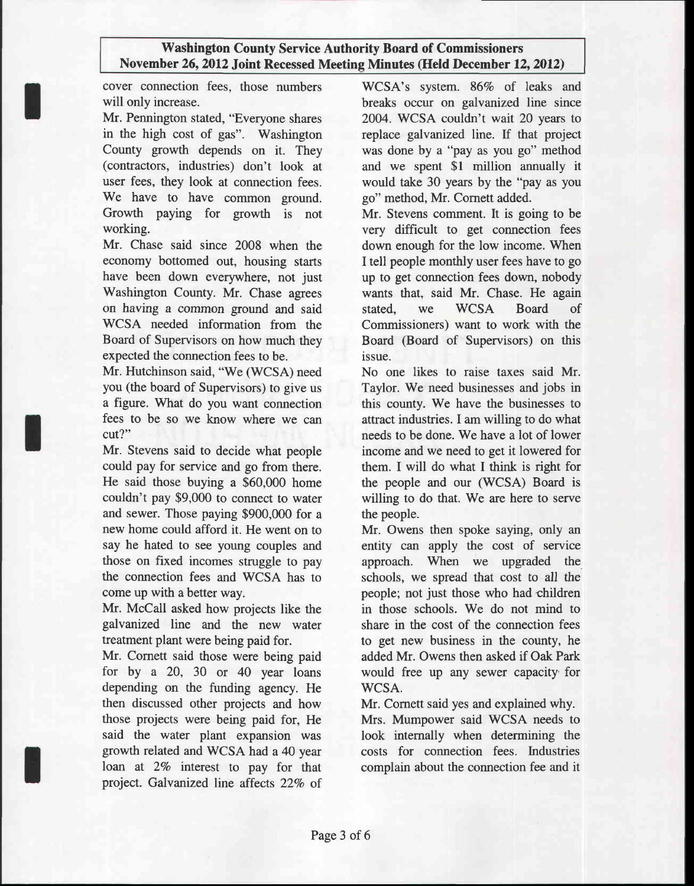cover connection fees, those numbers will only increase.

Mr. Pennington stated, "Everyone shares in the high cost of gas". Washington County growth depends on it. They (contractors, industries) don't look at user fees, they look at connection fees. We have to have common ground. Growth paying for growth is not working.

Mr. Chase said since 2008 when the economy bottomed out, housing starts have been down everywhere, not just Washington County. Mr. Chase agrees on having a common ground and said WCSA needed information from the Board of Supervisors on how much they expected the connection fees to be.

Mr. Hutchinson said, "We (WCSA) need you (the board of Supervisors) to give us a figure. What do you want connection fees to be so we know where we can cut?"

Mr. Stevens said to decide what people could pay for service and go from there. He said those buying a $60,000 home couldn't pay $9,000 to connect to water and sewer. Those paying $900,000 for a new home could afford it. He went on to say he hated to see young couples and those on fixed incomes struggle to pay the connection fees and WCSA has to come up with a better way.

Mr. McCall asked how projects like the galvanized line and the new water treatment plant were being paid for.

Mr. Cornett said those were being paid for by a 20, 30 or 40 year loans depending on the funding agency. He then discussed other projects and how those projects were being paid for, He said the water plant expansion was growth related and WCSA had a 40 year loan at 2% interest to pay for that project. Galvanized line affects 22% of WCSA's system. 86% of leaks and breaks occur on galvanized line since 2004. WCSA couldn't wait 20 years to replace galvanized line. If that project was done by a "pay as you go" method and we spent $1 million annually it would take 30 years by the "pay as you go" method, Mr. Cornett added.

Mr. Stevens comment. It is going to be very difficult to get connection fees down enough for the low income. When I tell people monthly user fees have to go up to get connection fees down, nobody wants that, said Mr. Chase. He again stated, we WCSA Board of Commissioners) want to work with the Board (Board of Supervisors) on this issue.

No one likes to raise taxes said Mr. Taylor. We need businesses and jobs in this county. We have the businesses to attract industries. I am willing to do what needs to be done. We have a lot of lower income and we need to get it lowered for them. I will do what I think is right for the people and our (WCSA) Board is willing to do that. We are here to serve the people.

Mr. Owens then spoke saying, only an entity can apply the cost of service approach. When we upgraded the schools, we spread that cost to all the people; not just those who had children in those schools. We do not mind to share in the cost of the connection fees to get new business in the county, he added Mr. Owens then asked if Oak Park would free up any sewer capacity for WCSA.

Mr. Cornett said yes and explained why.

Mrs. Mumpower said WCSA needs to look internally when determining the costs for connection fees. Industries complain about the connection fee and it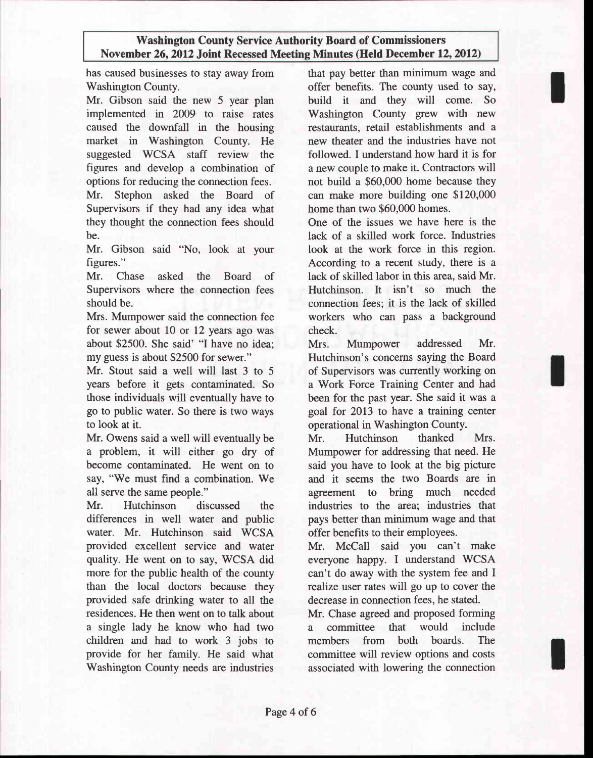has caused businesses to stay away from Washington County.

Mr. Gibson said the new 5 year plan implemented in 2009 to raise rates caused the downfall in the housing market in Washington County. He suggested WCSA staff review the figures and develop a combination of options for reducing the connection fees.

Mr. Stephon asked the Board of Supervisors if they had any idea what they thought the connection fees should be.

Mr. Gibson said "No, look at your figures."

Mr. Chase asked the Board of Supervisors where the connection fees should be.

Mrs. Mumpower said the connection fee for sewer about 10 or 12 years ago was about $2500. She said' "I have no idea; my guess is about $2500 for sewer."

Mr. Stout said a well will last 3 to 5 years before it gets contaminated. So those individuals will eventually have to go to public water. So there is two ways to look at it.

Mr. Owens said a well will eventually be a problem, it will either go dry of become contaminated. He went on to say, "We must find a combination. We all serve the same people."

Mr. Hutchinson discussed the differences in well water and public water. Mr. Hutchinson said WCSA provided excellent service and water quality. He went on to say, WCSA did more for the public health of the county than the local doctors because they provided safe drinking water to all the residences. He then went on to talk about a single lady he know who had two children and had to work 3 jobs to provide for her family. He said what Washington County needs are industries that pay better than minimum wage and offer benefits. The county used to say, build it and they will come. So Washington County grew with new restaurants, retail establishments and a new theater and the industries have not followed. I understand how hard it is for a new couple to make it. Contractors will not build a $60,000 home because they can make more building one $120,000 home than two $60,000 homes.

One of the issues we have here is the lack of a skilled work force. Industries look at the work force in this region. According to a recent study, there is a lack of skilled labor in this area, said Mr. Hutchinson. It isn't so much the connection fees; it is the lack of skilled workers who can pass a background check.

Mrs. Mumpower addressed Mr. Hutchinson's concerns saying the Board of Supervisors was currently working on a Work Force Training Center and had been for the past year. She said it was a goal for 2013 to have a training center operational in Washington County.

Mr. Hutchinson thanked Mrs. Mumpower for addressing that need. He said you have to look at the big picture and it seems the two Boards are in agreement to bring much needed industries to the area; industries that pays better than minimum wage and that offer benefits to their employees.

Mr. McCall said you can't make everyone happy. I understand WCSA can't do away with the system fee and I realize user rates will go up to cover the decrease in connection fees, he stated.

Mr. Chase agreed and proposed forming a committee that would include members from both boards. The committee will review options and costs associated with lowering the connection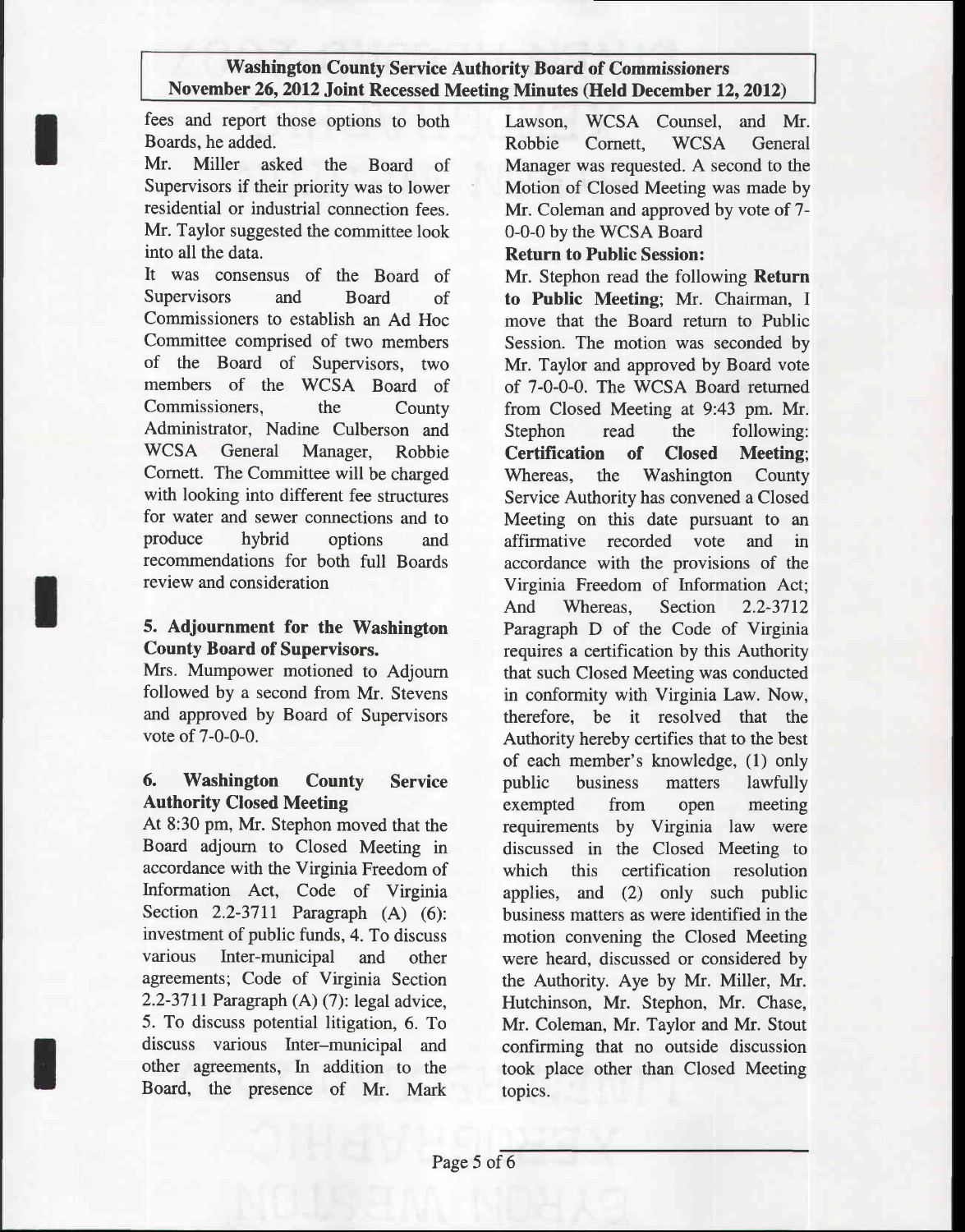fees and report those options to both Boards, he added.

Mr. Miller asked the Board of Supervisors if their priority was to lower residential or industrial connection fees. Mr. Taylor suggested the committee look into all the data.

It was consensus of the Board of Supervisors and Board of Commissioners to establish an Ad Hoc Committee comprised of two members of the Board of Supervisors, two members of the WCSA Board of Commissioners, the County Administrator, Nadine Culberson and WCSA General Manager, Robbie Cornett. The Committee will be charged with looking into different fee structures for water and sewer connections and to produce hybrid options and recommendations for both full Boards review and consideration

**5. Adjournment for the Washington County Board of Supervisors.**

Mrs. Mumpower motioned to Adjourn followed by a second from Mr. Stevens and approved by Board of Supervisors vote of 7-0-0-0.

**6. Washington County Service Authority Closed Meeting**

At 8:30 pm, Mr. Stephon moved that the Board adjourn to Closed Meeting in accordance with the Virginia Freedom of Information Act, Code of Virginia Section 2.2-3711 Paragraph (A) (6): investment of public funds, 4. To discuss various Inter-municipal and other agreements; Code of Virginia Section 2.2-3711 Paragraph (A) (7): legal advice, 5. To discuss potential litigation, 6. To discuss various Inter–municipal and other agreements, In addition to the Board, the presence of Mr. Mark Lawson, WCSA Counsel, and Mr. Robbie Cornett, WCSA General Manager was requested. A second to the Motion of Closed Meeting was made by Mr. Coleman and approved by vote of 7-0-0-0 by the WCSA Board

**Return to Public Session:**

Mr. Stephon read the following **Return to Public Meeting**; Mr. Chairman, I move that the Board return to Public Session. The motion was seconded by Mr. Taylor and approved by Board vote of 7-0-0-0. The WCSA Board returned from Closed Meeting at 9:43 pm. Mr. Stephon read the following: **Certification of Closed Meeting**; Whereas, the Washington County Service Authority has convened a Closed Meeting on this date pursuant to an affirmative recorded vote and in accordance with the provisions of the Virginia Freedom of Information Act; And Whereas, Section 2.2-3712 Paragraph D of the Code of Virginia requires a certification by this Authority that such Closed Meeting was conducted in conformity with Virginia Law. Now, therefore, be it resolved that the Authority hereby certifies that to the best of each member's knowledge, (1) only public business matters lawfully exempted from open meeting requirements by Virginia law were discussed in the Closed Meeting to which this certification resolution applies, and (2) only such public business matters as were identified in the motion convening the Closed Meeting were heard, discussed or considered by the Authority. Aye by Mr. Miller, Mr. Hutchinson, Mr. Stephon, Mr. Chase, Mr. Coleman, Mr. Taylor and Mr. Stout confirming that no outside discussion took place other than Closed Meeting topics.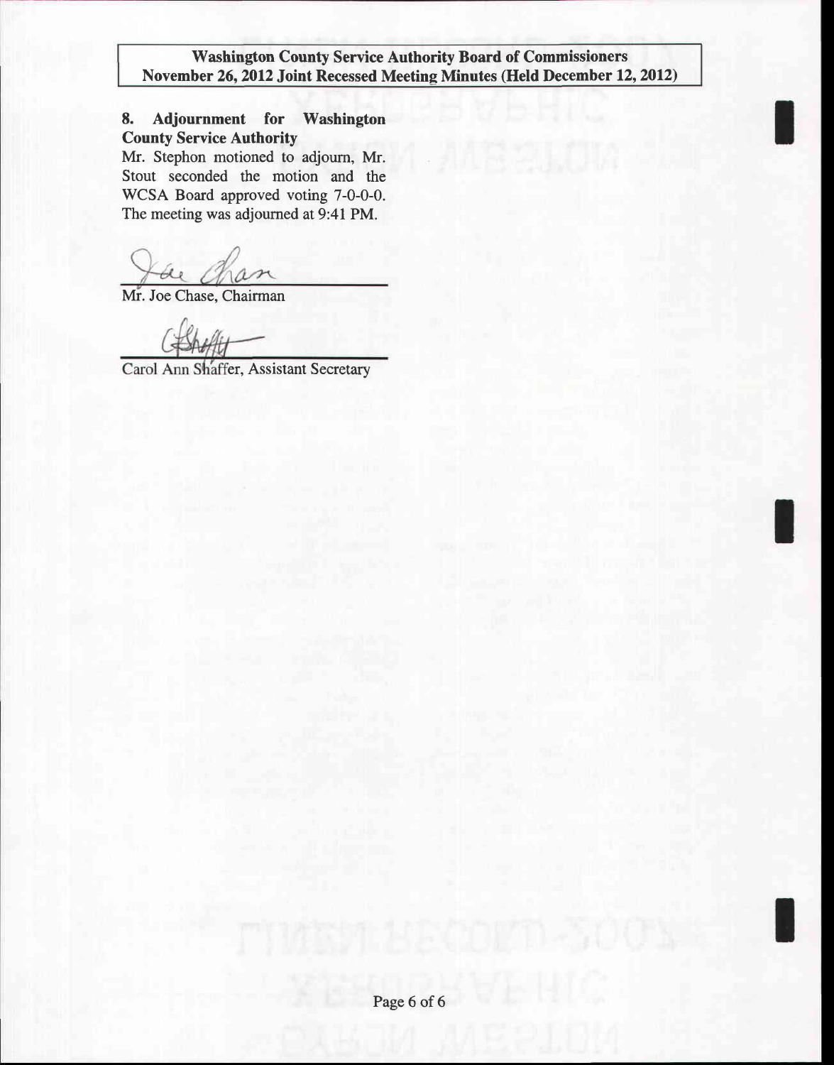**8. Adjournment for Washington County Service Authority**

Mr. Stephon motioned to adjourn, Mr. Stout seconded the motion and the WCSA Board approved voting 7-0-0-0. The meeting was adjourned at 9:41 PM.

Mr. Joe Chase, Chairman

Carol Ann Shaffer, Assistant Secretary